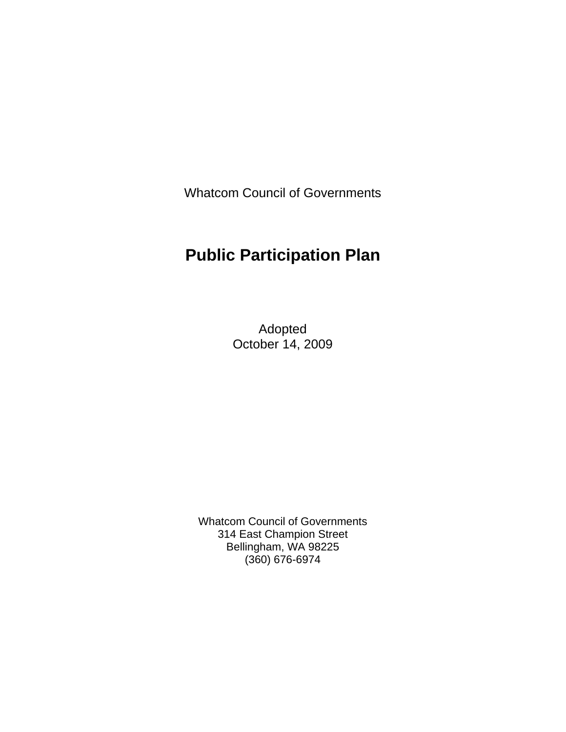Whatcom Council of Governments

# Public Participation Plan

Adopted
October 14, 2009

Whatcom Council of Governments
314 East Champion Street
Bellingham, WA 98225
(360) 676-6974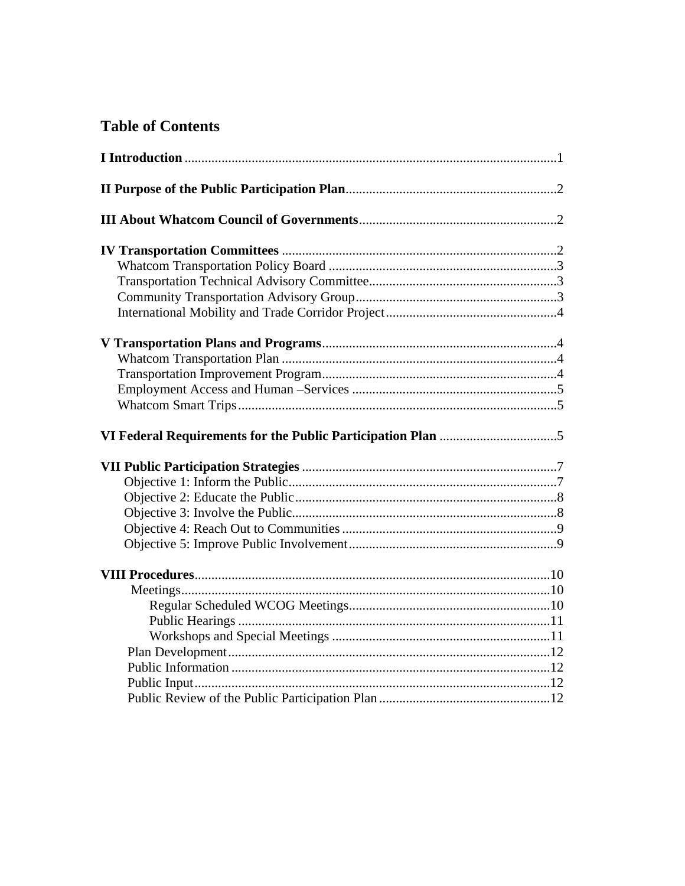## Table of Contents

**I Introduction** .............................................................................................................1

**II Purpose of the Public Participation Plan**..............................................................2

**III About Whatcom Council of Governments**...........................................................2

**IV Transportation Committees** ..................................................................................2
- Whatcom Transportation Policy Board ....................................................................3
- Transportation Technical Advisory Committee........................................................3
- Community Transportation Advisory Group............................................................3
- International Mobility and Trade Corridor Project...................................................4

**V Transportation Plans and Programs**......................................................................4
- Whatcom Transportation Plan ..................................................................................4
- Transportation Improvement Program......................................................................4
- Employment Access and Human –Services .............................................................5
- Whatcom Smart Trips...............................................................................................5

**VI Federal Requirements for the Public Participation Plan** ...................................5

**VII Public Participation Strategies** ............................................................................7
- Objective 1: Inform the Public................................................................................7
- Objective 2: Educate the Public..............................................................................8
- Objective 3: Involve the Public...............................................................................8
- Objective 4: Reach Out to Communities ................................................................9
- Objective 5: Improve Public Involvement..............................................................9

**VIII Procedures**..........................................................................................................10
- Meetings..............................................................................................................10
  - Regular Scheduled WCOG Meetings............................................................10
  - Public Hearings .............................................................................................11
  - Workshops and Special Meetings .................................................................11
- Plan Development................................................................................................12
- Public Information ...............................................................................................12
- Public Input...........................................................................................................12
- Public Review of the Public Participation Plan ...................................................12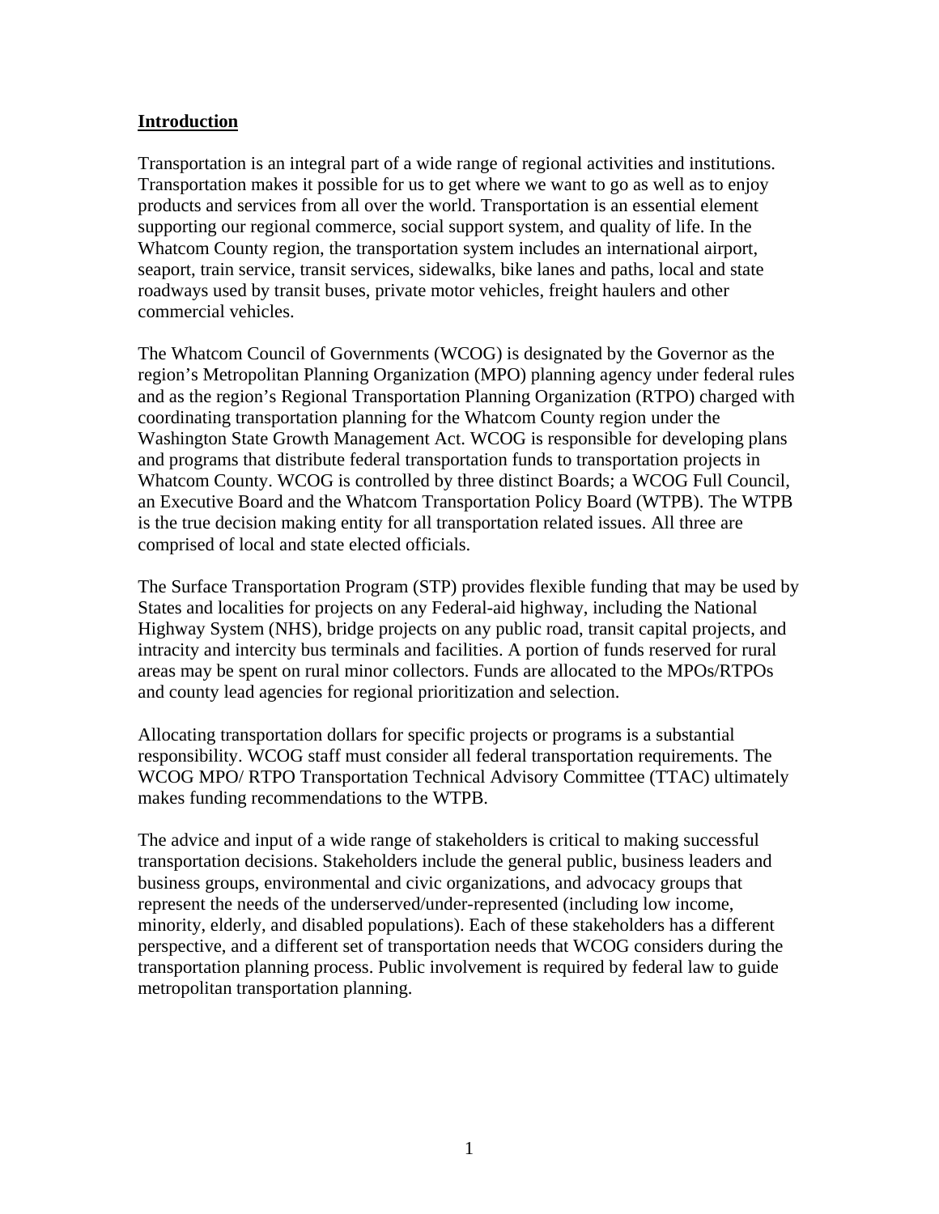## Introduction

Transportation is an integral part of a wide range of regional activities and institutions. Transportation makes it possible for us to get where we want to go as well as to enjoy products and services from all over the world. Transportation is an essential element supporting our regional commerce, social support system, and quality of life. In the Whatcom County region, the transportation system includes an international airport, seaport, train service, transit services, sidewalks, bike lanes and paths, local and state roadways used by transit buses, private motor vehicles, freight haulers and other commercial vehicles.

The Whatcom Council of Governments (WCOG) is designated by the Governor as the region's Metropolitan Planning Organization (MPO) planning agency under federal rules and as the region's Regional Transportation Planning Organization (RTPO) charged with coordinating transportation planning for the Whatcom County region under the Washington State Growth Management Act. WCOG is responsible for developing plans and programs that distribute federal transportation funds to transportation projects in Whatcom County. WCOG is controlled by three distinct Boards; a WCOG Full Council, an Executive Board and the Whatcom Transportation Policy Board (WTPB). The WTPB is the true decision making entity for all transportation related issues. All three are comprised of local and state elected officials.

The Surface Transportation Program (STP) provides flexible funding that may be used by States and localities for projects on any Federal-aid highway, including the National Highway System (NHS), bridge projects on any public road, transit capital projects, and intracity and intercity bus terminals and facilities. A portion of funds reserved for rural areas may be spent on rural minor collectors. Funds are allocated to the MPOs/RTPOs and county lead agencies for regional prioritization and selection.

Allocating transportation dollars for specific projects or programs is a substantial responsibility. WCOG staff must consider all federal transportation requirements. The WCOG MPO/ RTPO Transportation Technical Advisory Committee (TTAC) ultimately makes funding recommendations to the WTPB.

The advice and input of a wide range of stakeholders is critical to making successful transportation decisions. Stakeholders include the general public, business leaders and business groups, environmental and civic organizations, and advocacy groups that represent the needs of the underserved/under-represented (including low income, minority, elderly, and disabled populations). Each of these stakeholders has a different perspective, and a different set of transportation needs that WCOG considers during the transportation planning process. Public involvement is required by federal law to guide metropolitan transportation planning.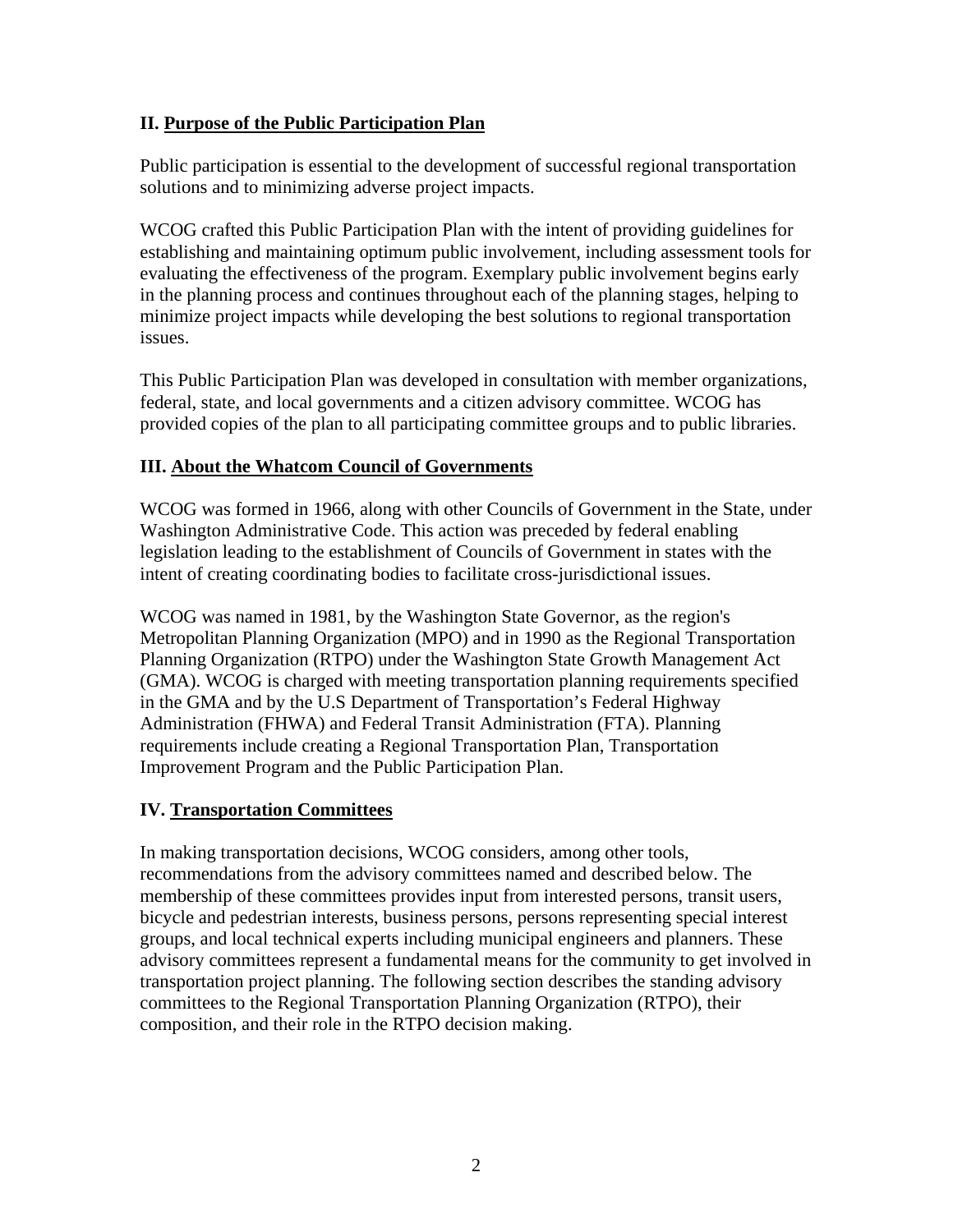## II. Purpose of the Public Participation Plan

Public participation is essential to the development of successful regional transportation solutions and to minimizing adverse project impacts.

WCOG crafted this Public Participation Plan with the intent of providing guidelines for establishing and maintaining optimum public involvement, including assessment tools for evaluating the effectiveness of the program. Exemplary public involvement begins early in the planning process and continues throughout each of the planning stages, helping to minimize project impacts while developing the best solutions to regional transportation issues.

This Public Participation Plan was developed in consultation with member organizations, federal, state, and local governments and a citizen advisory committee. WCOG has provided copies of the plan to all participating committee groups and to public libraries.

## III. About the Whatcom Council of Governments

WCOG was formed in 1966, along with other Councils of Government in the State, under Washington Administrative Code. This action was preceded by federal enabling legislation leading to the establishment of Councils of Government in states with the intent of creating coordinating bodies to facilitate cross-jurisdictional issues.

WCOG was named in 1981, by the Washington State Governor, as the region's Metropolitan Planning Organization (MPO) and in 1990 as the Regional Transportation Planning Organization (RTPO) under the Washington State Growth Management Act (GMA). WCOG is charged with meeting transportation planning requirements specified in the GMA and by the U.S Department of Transportation's Federal Highway Administration (FHWA) and Federal Transit Administration (FTA). Planning requirements include creating a Regional Transportation Plan, Transportation Improvement Program and the Public Participation Plan.

## IV. Transportation Committees

In making transportation decisions, WCOG considers, among other tools, recommendations from the advisory committees named and described below. The membership of these committees provides input from interested persons, transit users, bicycle and pedestrian interests, business persons, persons representing special interest groups, and local technical experts including municipal engineers and planners. These advisory committees represent a fundamental means for the community to get involved in transportation project planning. The following section describes the standing advisory committees to the Regional Transportation Planning Organization (RTPO), their composition, and their role in the RTPO decision making.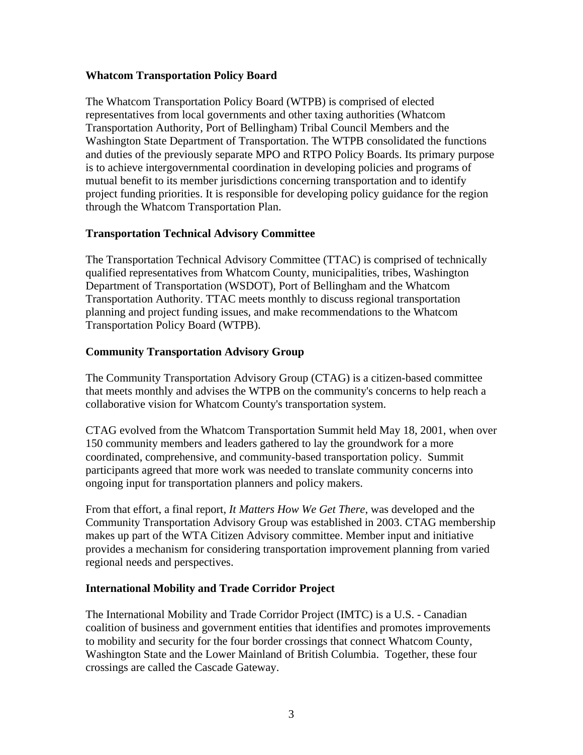## Whatcom Transportation Policy Board

The Whatcom Transportation Policy Board (WTPB) is comprised of elected representatives from local governments and other taxing authorities (Whatcom Transportation Authority, Port of Bellingham) Tribal Council Members and the Washington State Department of Transportation. The WTPB consolidated the functions and duties of the previously separate MPO and RTPO Policy Boards. Its primary purpose is to achieve intergovernmental coordination in developing policies and programs of mutual benefit to its member jurisdictions concerning transportation and to identify project funding priorities. It is responsible for developing policy guidance for the region through the Whatcom Transportation Plan.

## Transportation Technical Advisory Committee

The Transportation Technical Advisory Committee (TTAC) is comprised of technically qualified representatives from Whatcom County, municipalities, tribes, Washington Department of Transportation (WSDOT), Port of Bellingham and the Whatcom Transportation Authority. TTAC meets monthly to discuss regional transportation planning and project funding issues, and make recommendations to the Whatcom Transportation Policy Board (WTPB).

## Community Transportation Advisory Group

The Community Transportation Advisory Group (CTAG) is a citizen-based committee that meets monthly and advises the WTPB on the community's concerns to help reach a collaborative vision for Whatcom County's transportation system.

CTAG evolved from the Whatcom Transportation Summit held May 18, 2001, when over 150 community members and leaders gathered to lay the groundwork for a more coordinated, comprehensive, and community-based transportation policy. Summit participants agreed that more work was needed to translate community concerns into ongoing input for transportation planners and policy makers.

From that effort, a final report, *It Matters How We Get There*, was developed and the Community Transportation Advisory Group was established in 2003. CTAG membership makes up part of the WTA Citizen Advisory committee. Member input and initiative provides a mechanism for considering transportation improvement planning from varied regional needs and perspectives.

## International Mobility and Trade Corridor Project

The International Mobility and Trade Corridor Project (IMTC) is a U.S. - Canadian coalition of business and government entities that identifies and promotes improvements to mobility and security for the four border crossings that connect Whatcom County, Washington State and the Lower Mainland of British Columbia. Together, these four crossings are called the Cascade Gateway.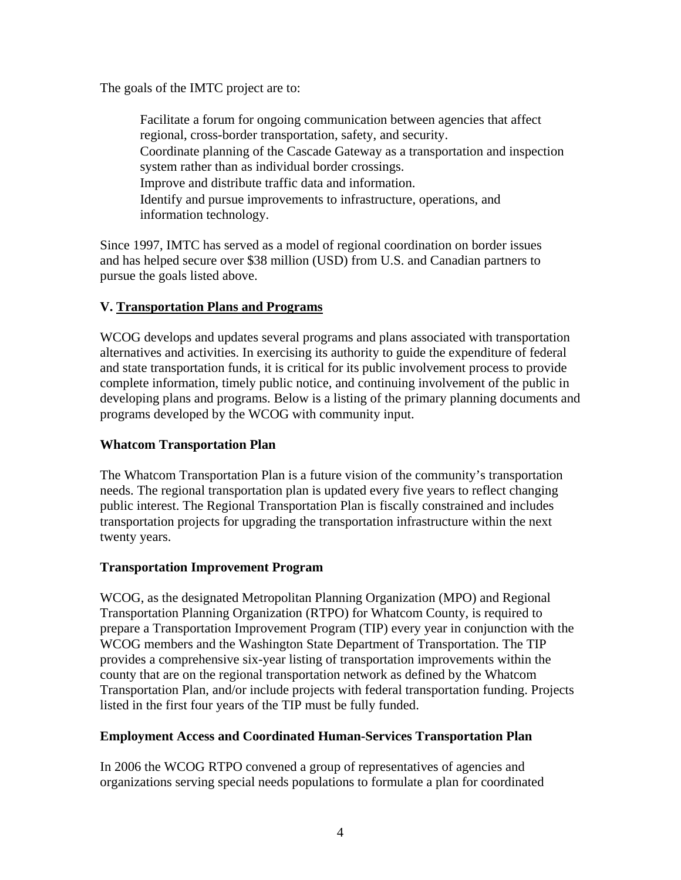The goals of the IMTC project are to:

- Facilitate a forum for ongoing communication between agencies that affect regional, cross-border transportation, safety, and security.
- Coordinate planning of the Cascade Gateway as a transportation and inspection system rather than as individual border crossings.
- Improve and distribute traffic data and information.
- Identify and pursue improvements to infrastructure, operations, and information technology.

Since 1997, IMTC has served as a model of regional coordination on border issues and has helped secure over $38 million (USD) from U.S. and Canadian partners to pursue the goals listed above.

## V. Transportation Plans and Programs

WCOG develops and updates several programs and plans associated with transportation alternatives and activities. In exercising its authority to guide the expenditure of federal and state transportation funds, it is critical for its public involvement process to provide complete information, timely public notice, and continuing involvement of the public in developing plans and programs. Below is a listing of the primary planning documents and programs developed by the WCOG with community input.

### Whatcom Transportation Plan

The Whatcom Transportation Plan is a future vision of the community's transportation needs. The regional transportation plan is updated every five years to reflect changing public interest. The Regional Transportation Plan is fiscally constrained and includes transportation projects for upgrading the transportation infrastructure within the next twenty years.

### Transportation Improvement Program

WCOG, as the designated Metropolitan Planning Organization (MPO) and Regional Transportation Planning Organization (RTPO) for Whatcom County, is required to prepare a Transportation Improvement Program (TIP) every year in conjunction with the WCOG members and the Washington State Department of Transportation. The TIP provides a comprehensive six-year listing of transportation improvements within the county that are on the regional transportation network as defined by the Whatcom Transportation Plan, and/or include projects with federal transportation funding. Projects listed in the first four years of the TIP must be fully funded.

### Employment Access and Coordinated Human-Services Transportation Plan

In 2006 the WCOG RTPO convened a group of representatives of agencies and organizations serving special needs populations to formulate a plan for coordinated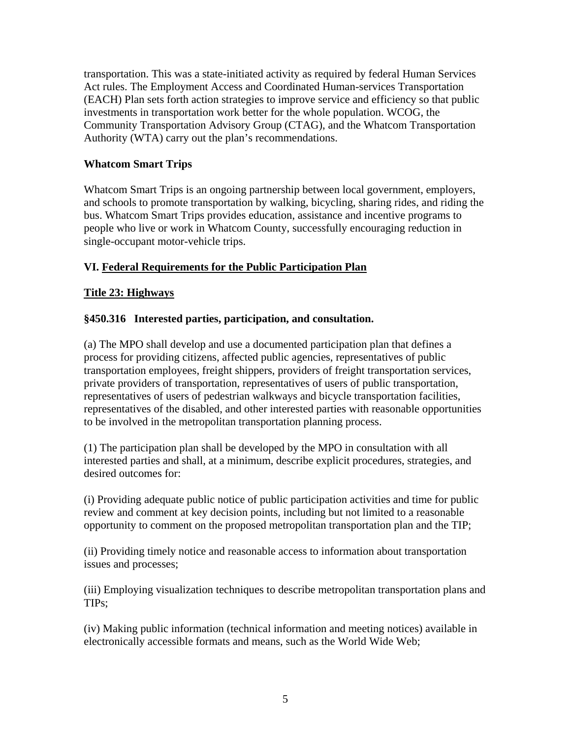transportation. This was a state-initiated activity as required by federal Human Services Act rules. The Employment Access and Coordinated Human-services Transportation (EACH) Plan sets forth action strategies to improve service and efficiency so that public investments in transportation work better for the whole population. WCOG, the Community Transportation Advisory Group (CTAG), and the Whatcom Transportation Authority (WTA) carry out the plan's recommendations.

### Whatcom Smart Trips

Whatcom Smart Trips is an ongoing partnership between local government, employers, and schools to promote transportation by walking, bicycling, sharing rides, and riding the bus. Whatcom Smart Trips provides education, assistance and incentive programs to people who live or work in Whatcom County, successfully encouraging reduction in single-occupant motor-vehicle trips.

## VI. Federal Requirements for the Public Participation Plan

### Title 23: Highways

### §450.316 Interested parties, participation, and consultation.

(a) The MPO shall develop and use a documented participation plan that defines a process for providing citizens, affected public agencies, representatives of public transportation employees, freight shippers, providers of freight transportation services, private providers of transportation, representatives of users of public transportation, representatives of users of pedestrian walkways and bicycle transportation facilities, representatives of the disabled, and other interested parties with reasonable opportunities to be involved in the metropolitan transportation planning process.

(1) The participation plan shall be developed by the MPO in consultation with all interested parties and shall, at a minimum, describe explicit procedures, strategies, and desired outcomes for:

(i) Providing adequate public notice of public participation activities and time for public review and comment at key decision points, including but not limited to a reasonable opportunity to comment on the proposed metropolitan transportation plan and the TIP;

(ii) Providing timely notice and reasonable access to information about transportation issues and processes;

(iii) Employing visualization techniques to describe metropolitan transportation plans and TIPs;

(iv) Making public information (technical information and meeting notices) available in electronically accessible formats and means, such as the World Wide Web;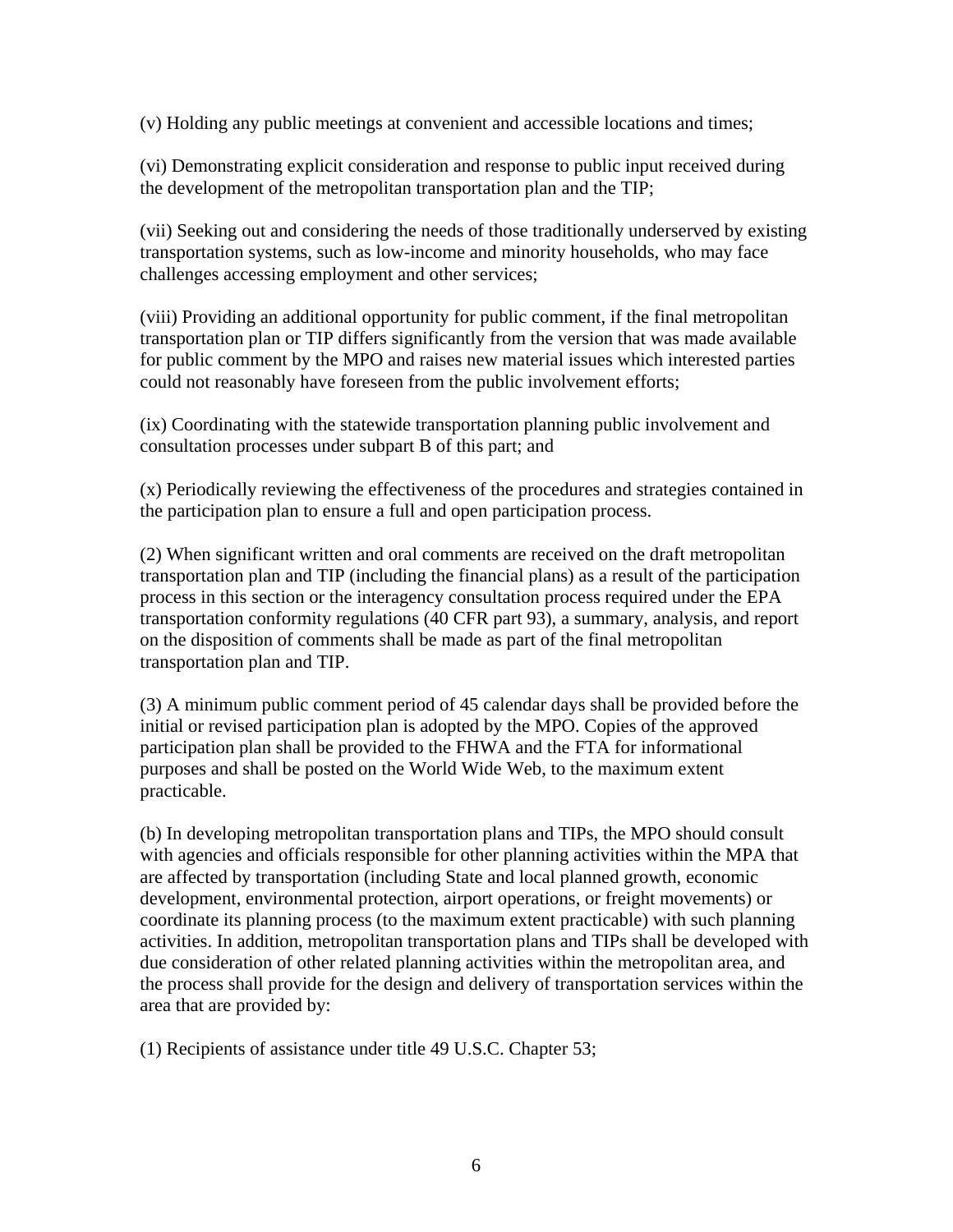(v) Holding any public meetings at convenient and accessible locations and times;

(vi) Demonstrating explicit consideration and response to public input received during the development of the metropolitan transportation plan and the TIP;

(vii) Seeking out and considering the needs of those traditionally underserved by existing transportation systems, such as low-income and minority households, who may face challenges accessing employment and other services;

(viii) Providing an additional opportunity for public comment, if the final metropolitan transportation plan or TIP differs significantly from the version that was made available for public comment by the MPO and raises new material issues which interested parties could not reasonably have foreseen from the public involvement efforts;

(ix) Coordinating with the statewide transportation planning public involvement and consultation processes under subpart B of this part; and

(x) Periodically reviewing the effectiveness of the procedures and strategies contained in the participation plan to ensure a full and open participation process.

(2) When significant written and oral comments are received on the draft metropolitan transportation plan and TIP (including the financial plans) as a result of the participation process in this section or the interagency consultation process required under the EPA transportation conformity regulations (40 CFR part 93), a summary, analysis, and report on the disposition of comments shall be made as part of the final metropolitan transportation plan and TIP.

(3) A minimum public comment period of 45 calendar days shall be provided before the initial or revised participation plan is adopted by the MPO. Copies of the approved participation plan shall be provided to the FHWA and the FTA for informational purposes and shall be posted on the World Wide Web, to the maximum extent practicable.

(b) In developing metropolitan transportation plans and TIPs, the MPO should consult with agencies and officials responsible for other planning activities within the MPA that are affected by transportation (including State and local planned growth, economic development, environmental protection, airport operations, or freight movements) or coordinate its planning process (to the maximum extent practicable) with such planning activities. In addition, metropolitan transportation plans and TIPs shall be developed with due consideration of other related planning activities within the metropolitan area, and the process shall provide for the design and delivery of transportation services within the area that are provided by:

(1) Recipients of assistance under title 49 U.S.C. Chapter 53;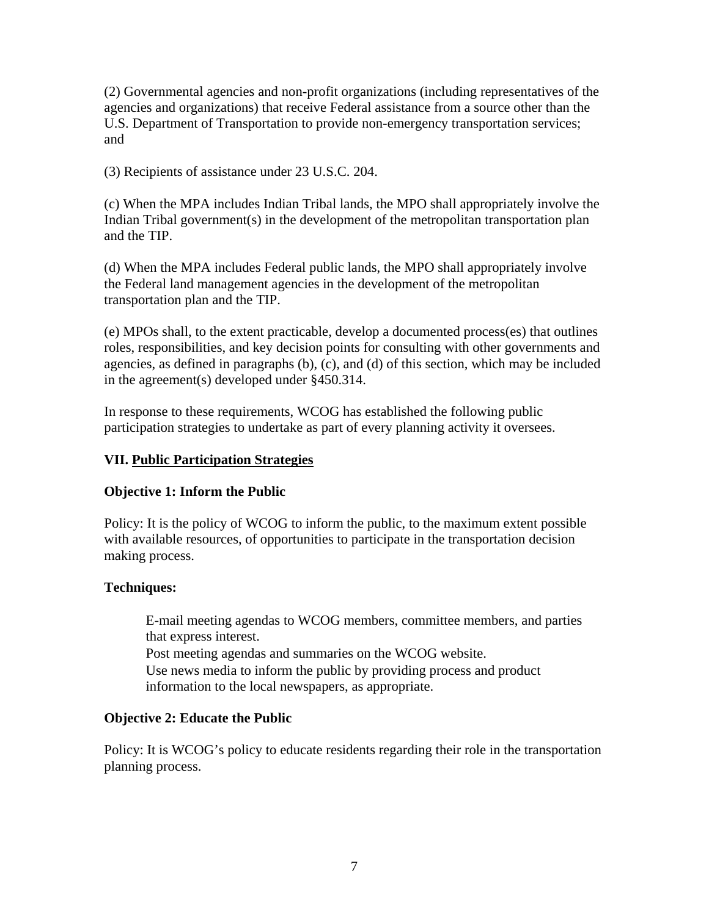(2) Governmental agencies and non-profit organizations (including representatives of the agencies and organizations) that receive Federal assistance from a source other than the U.S. Department of Transportation to provide non-emergency transportation services; and

(3) Recipients of assistance under 23 U.S.C. 204.

(c) When the MPA includes Indian Tribal lands, the MPO shall appropriately involve the Indian Tribal government(s) in the development of the metropolitan transportation plan and the TIP.

(d) When the MPA includes Federal public lands, the MPO shall appropriately involve the Federal land management agencies in the development of the metropolitan transportation plan and the TIP.

(e) MPOs shall, to the extent practicable, develop a documented process(es) that outlines roles, responsibilities, and key decision points for consulting with other governments and agencies, as defined in paragraphs (b), (c), and (d) of this section, which may be included in the agreement(s) developed under §450.314.

In response to these requirements, WCOG has established the following public participation strategies to undertake as part of every planning activity it oversees.

## VII. Public Participation Strategies

### Objective 1: Inform the Public

Policy: It is the policy of WCOG to inform the public, to the maximum extent possible with available resources, of opportunities to participate in the transportation decision making process.

**Techniques:**

- E-mail meeting agendas to WCOG members, committee members, and parties that express interest.
- Post meeting agendas and summaries on the WCOG website.
- Use news media to inform the public by providing process and product information to the local newspapers, as appropriate.

### Objective 2: Educate the Public

Policy: It is WCOG's policy to educate residents regarding their role in the transportation planning process.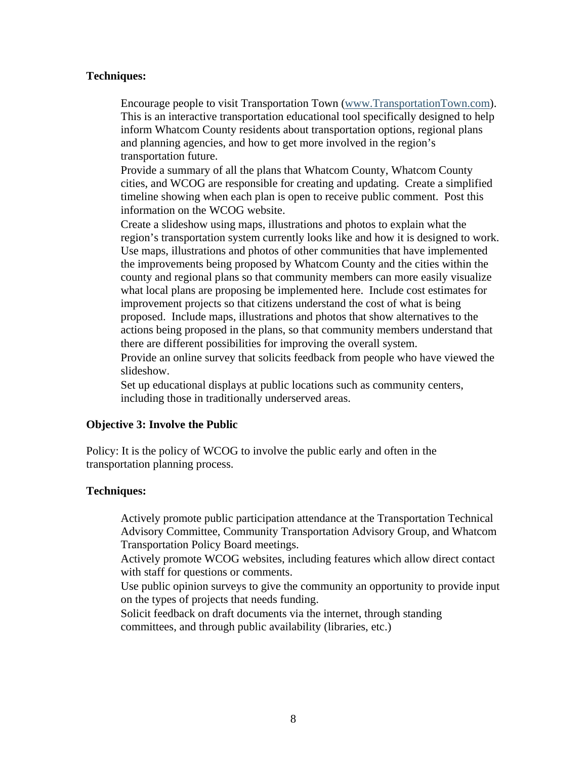**Techniques:**

- Encourage people to visit Transportation Town (www.TransportationTown.com). This is an interactive transportation educational tool specifically designed to help inform Whatcom County residents about transportation options, regional plans and planning agencies, and how to get more involved in the region's transportation future.
- Provide a summary of all the plans that Whatcom County, Whatcom County cities, and WCOG are responsible for creating and updating. Create a simplified timeline showing when each plan is open to receive public comment. Post this information on the WCOG website.
- Create a slideshow using maps, illustrations and photos to explain what the region's transportation system currently looks like and how it is designed to work. Use maps, illustrations and photos of other communities that have implemented the improvements being proposed by Whatcom County and the cities within the county and regional plans so that community members can more easily visualize what local plans are proposing be implemented here. Include cost estimates for improvement projects so that citizens understand the cost of what is being proposed. Include maps, illustrations and photos that show alternatives to the actions being proposed in the plans, so that community members understand that there are different possibilities for improving the overall system.
- Provide an online survey that solicits feedback from people who have viewed the slideshow.
- Set up educational displays at public locations such as community centers, including those in traditionally underserved areas.

**Objective 3: Involve the Public**

Policy: It is the policy of WCOG to involve the public early and often in the transportation planning process.

**Techniques:**

- Actively promote public participation attendance at the Transportation Technical Advisory Committee, Community Transportation Advisory Group, and Whatcom Transportation Policy Board meetings.
- Actively promote WCOG websites, including features which allow direct contact with staff for questions or comments.
- Use public opinion surveys to give the community an opportunity to provide input on the types of projects that needs funding.
- Solicit feedback on draft documents via the internet, through standing committees, and through public availability (libraries, etc.)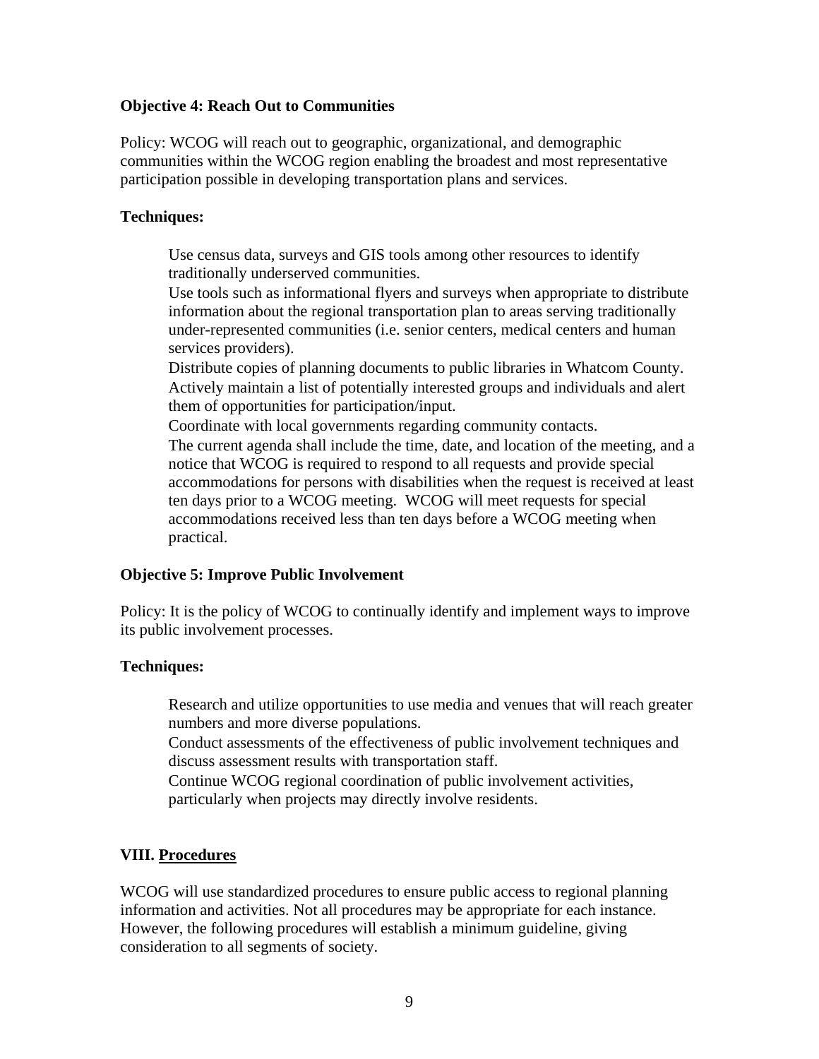**Objective 4: Reach Out to Communities**

Policy: WCOG will reach out to geographic, organizational, and demographic communities within the WCOG region enabling the broadest and most representative participation possible in developing transportation plans and services.

**Techniques:**

- Use census data, surveys and GIS tools among other resources to identify traditionally underserved communities.
- Use tools such as informational flyers and surveys when appropriate to distribute information about the regional transportation plan to areas serving traditionally under-represented communities (i.e. senior centers, medical centers and human services providers).
- Distribute copies of planning documents to public libraries in Whatcom County.
- Actively maintain a list of potentially interested groups and individuals and alert them of opportunities for participation/input.
- Coordinate with local governments regarding community contacts.
- The current agenda shall include the time, date, and location of the meeting, and a notice that WCOG is required to respond to all requests and provide special accommodations for persons with disabilities when the request is received at least ten days prior to a WCOG meeting. WCOG will meet requests for special accommodations received less than ten days before a WCOG meeting when practical.

**Objective 5: Improve Public Involvement**

Policy: It is the policy of WCOG to continually identify and implement ways to improve its public involvement processes.

**Techniques:**

- Research and utilize opportunities to use media and venues that will reach greater numbers and more diverse populations.
- Conduct assessments of the effectiveness of public involvement techniques and discuss assessment results with transportation staff.
- Continue WCOG regional coordination of public involvement activities, particularly when projects may directly involve residents.

## VIII. Procedures

WCOG will use standardized procedures to ensure public access to regional planning information and activities. Not all procedures may be appropriate for each instance. However, the following procedures will establish a minimum guideline, giving consideration to all segments of society.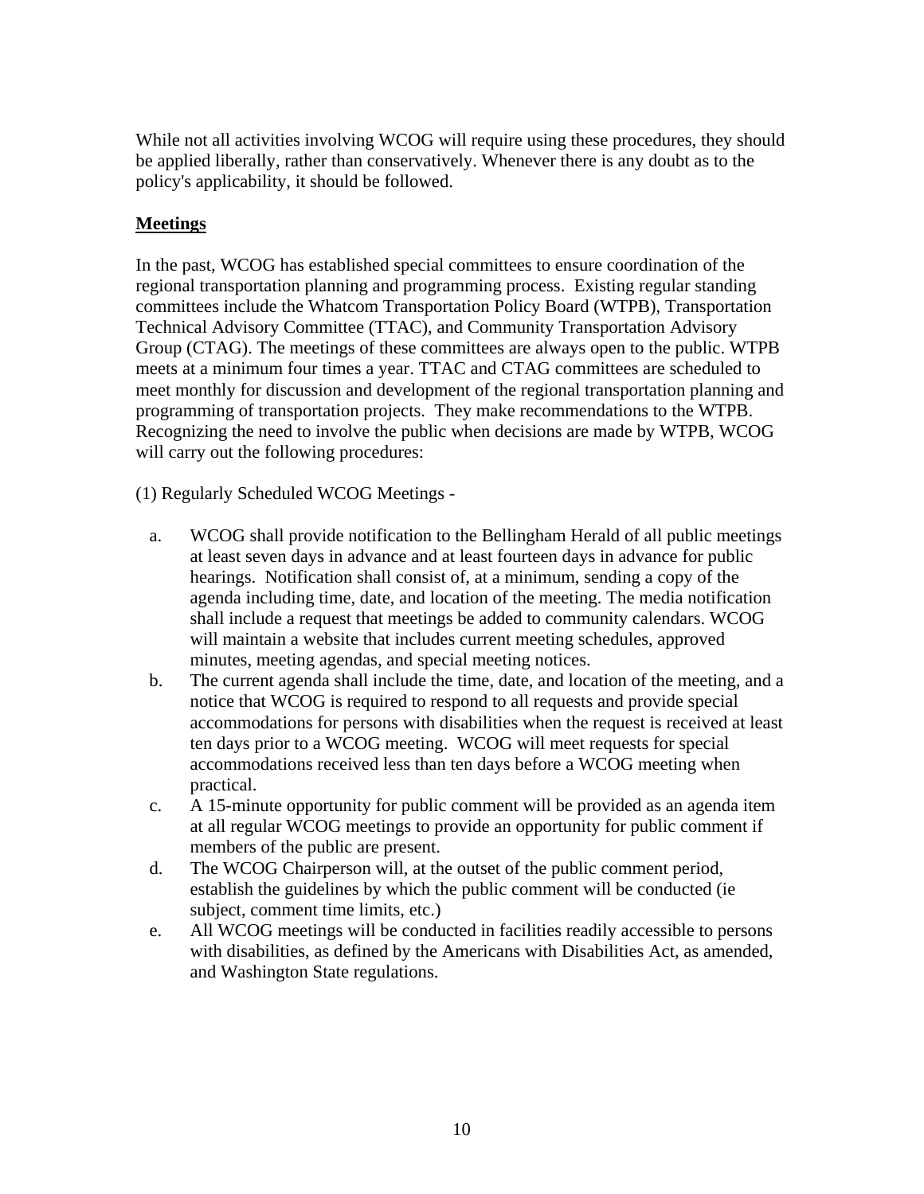While not all activities involving WCOG will require using these procedures, they should be applied liberally, rather than conservatively. Whenever there is any doubt as to the policy's applicability, it should be followed.

## Meetings

In the past, WCOG has established special committees to ensure coordination of the regional transportation planning and programming process. Existing regular standing committees include the Whatcom Transportation Policy Board (WTPB), Transportation Technical Advisory Committee (TTAC), and Community Transportation Advisory Group (CTAG). The meetings of these committees are always open to the public. WTPB meets at a minimum four times a year. TTAC and CTAG committees are scheduled to meet monthly for discussion and development of the regional transportation planning and programming of transportation projects. They make recommendations to the WTPB. Recognizing the need to involve the public when decisions are made by WTPB, WCOG will carry out the following procedures:

(1) Regularly Scheduled WCOG Meetings -

a. WCOG shall provide notification to the Bellingham Herald of all public meetings at least seven days in advance and at least fourteen days in advance for public hearings. Notification shall consist of, at a minimum, sending a copy of the agenda including time, date, and location of the meeting. The media notification shall include a request that meetings be added to community calendars. WCOG will maintain a website that includes current meeting schedules, approved minutes, meeting agendas, and special meeting notices.
b. The current agenda shall include the time, date, and location of the meeting, and a notice that WCOG is required to respond to all requests and provide special accommodations for persons with disabilities when the request is received at least ten days prior to a WCOG meeting. WCOG will meet requests for special accommodations received less than ten days before a WCOG meeting when practical.
c. A 15-minute opportunity for public comment will be provided as an agenda item at all regular WCOG meetings to provide an opportunity for public comment if members of the public are present.
d. The WCOG Chairperson will, at the outset of the public comment period, establish the guidelines by which the public comment will be conducted (ie subject, comment time limits, etc.)
e. All WCOG meetings will be conducted in facilities readily accessible to persons with disabilities, as defined by the Americans with Disabilities Act, as amended, and Washington State regulations.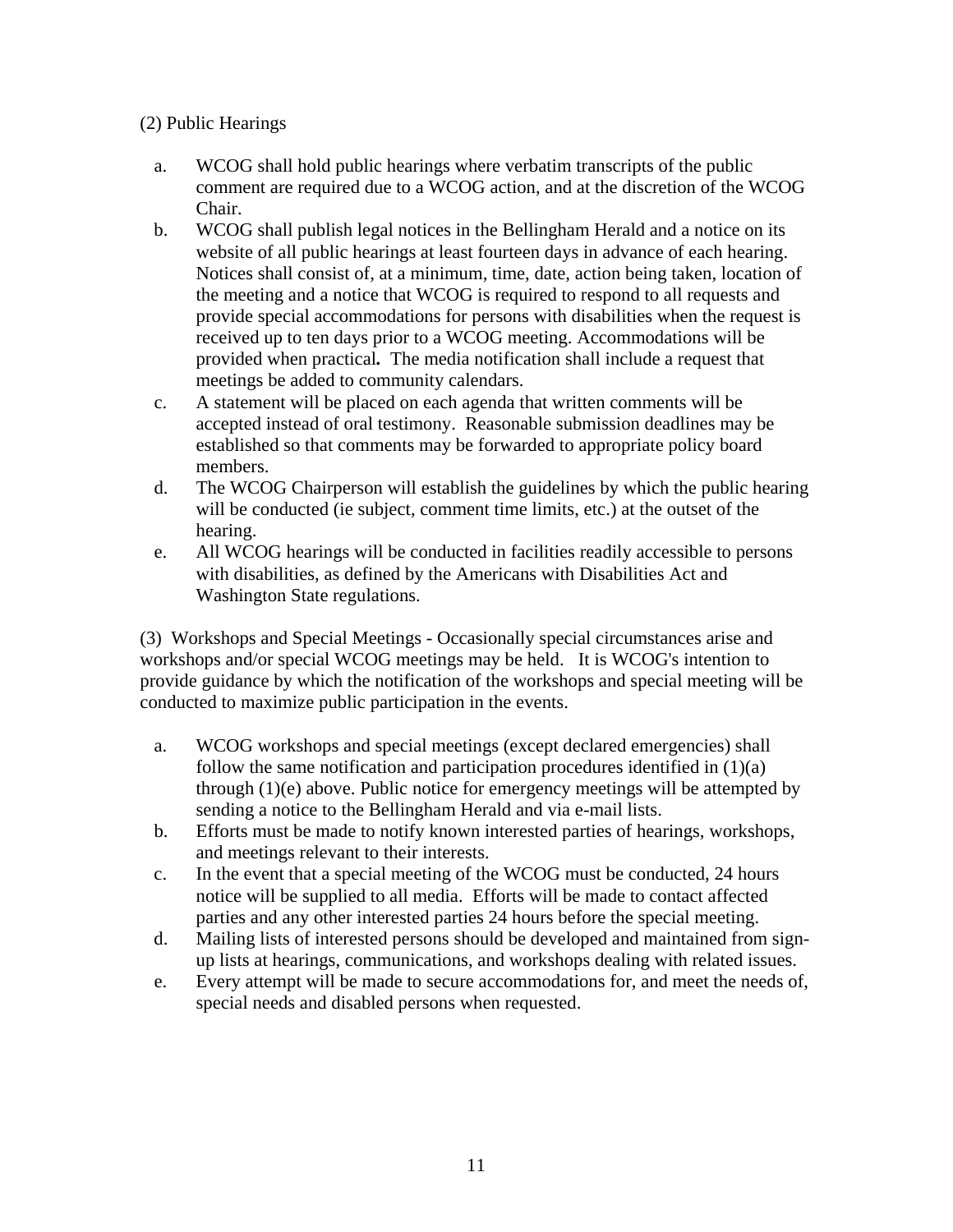(2) Public Hearings

a. WCOG shall hold public hearings where verbatim transcripts of the public comment are required due to a WCOG action, and at the discretion of the WCOG Chair.
b. WCOG shall publish legal notices in the Bellingham Herald and a notice on its website of all public hearings at least fourteen days in advance of each hearing. Notices shall consist of, at a minimum, time, date, action being taken, location of the meeting and a notice that WCOG is required to respond to all requests and provide special accommodations for persons with disabilities when the request is received up to ten days prior to a WCOG meeting. Accommodations will be provided when practical**.** The media notification shall include a request that meetings be added to community calendars.
c. A statement will be placed on each agenda that written comments will be accepted instead of oral testimony. Reasonable submission deadlines may be established so that comments may be forwarded to appropriate policy board members.
d. The WCOG Chairperson will establish the guidelines by which the public hearing will be conducted (ie subject, comment time limits, etc.) at the outset of the hearing.
e. All WCOG hearings will be conducted in facilities readily accessible to persons with disabilities, as defined by the Americans with Disabilities Act and Washington State regulations.

(3) Workshops and Special Meetings - Occasionally special circumstances arise and workshops and/or special WCOG meetings may be held. It is WCOG's intention to provide guidance by which the notification of the workshops and special meeting will be conducted to maximize public participation in the events.

a. WCOG workshops and special meetings (except declared emergencies) shall follow the same notification and participation procedures identified in (1)(a) through (1)(e) above. Public notice for emergency meetings will be attempted by sending a notice to the Bellingham Herald and via e-mail lists.
b. Efforts must be made to notify known interested parties of hearings, workshops, and meetings relevant to their interests.
c. In the event that a special meeting of the WCOG must be conducted, 24 hours notice will be supplied to all media. Efforts will be made to contact affected parties and any other interested parties 24 hours before the special meeting.
d. Mailing lists of interested persons should be developed and maintained from sign-up lists at hearings, communications, and workshops dealing with related issues.
e. Every attempt will be made to secure accommodations for, and meet the needs of, special needs and disabled persons when requested.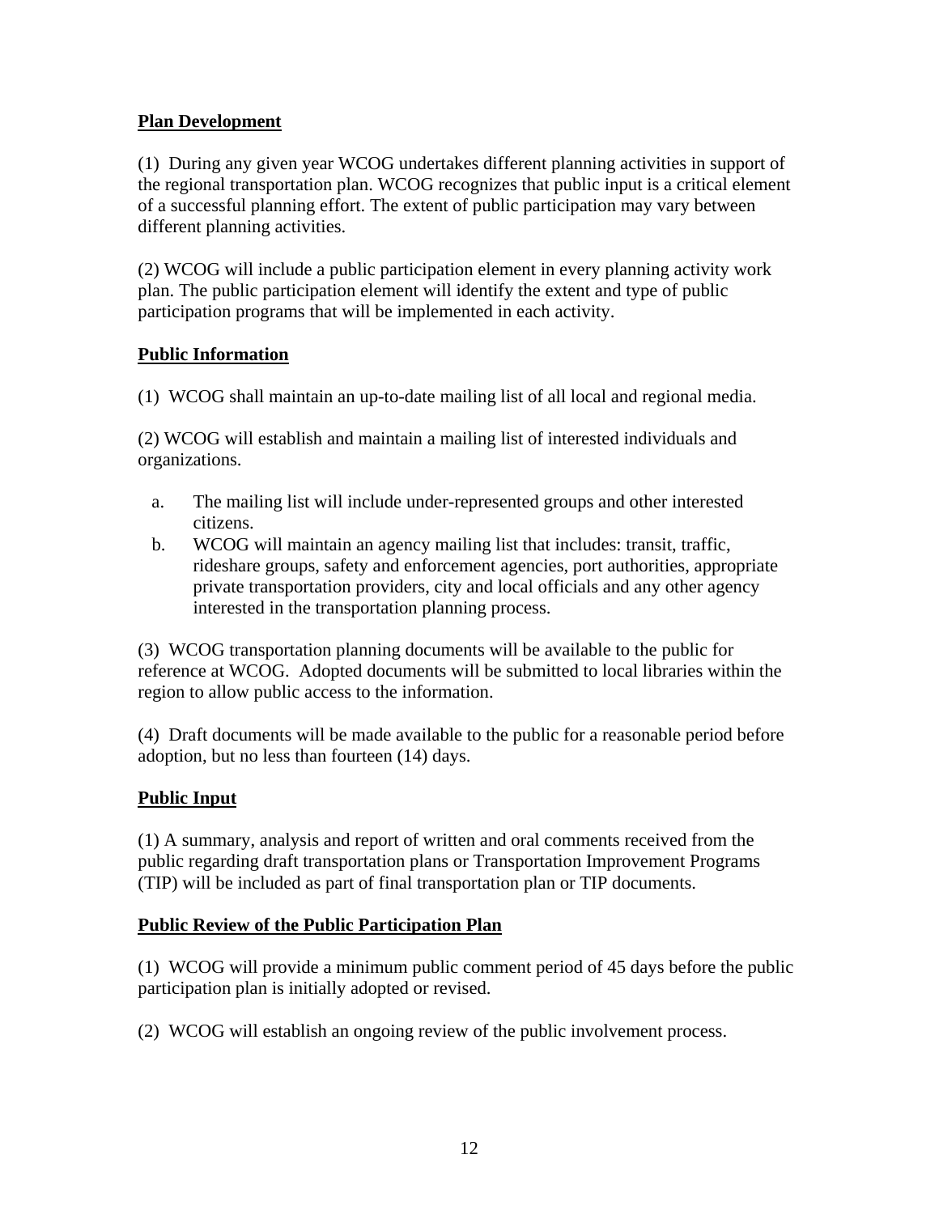**Plan Development**

(1) During any given year WCOG undertakes different planning activities in support of the regional transportation plan. WCOG recognizes that public input is a critical element of a successful planning effort. The extent of public participation may vary between different planning activities.

(2) WCOG will include a public participation element in every planning activity work plan. The public participation element will identify the extent and type of public participation programs that will be implemented in each activity.

**Public Information**

(1) WCOG shall maintain an up-to-date mailing list of all local and regional media.

(2) WCOG will establish and maintain a mailing list of interested individuals and organizations.

a. The mailing list will include under-represented groups and other interested citizens.
b. WCOG will maintain an agency mailing list that includes: transit, traffic, rideshare groups, safety and enforcement agencies, port authorities, appropriate private transportation providers, city and local officials and any other agency interested in the transportation planning process.

(3) WCOG transportation planning documents will be available to the public for reference at WCOG. Adopted documents will be submitted to local libraries within the region to allow public access to the information.

(4) Draft documents will be made available to the public for a reasonable period before adoption, but no less than fourteen (14) days.

**Public Input**

(1) A summary, analysis and report of written and oral comments received from the public regarding draft transportation plans or Transportation Improvement Programs (TIP) will be included as part of final transportation plan or TIP documents.

**Public Review of the Public Participation Plan**

(1) WCOG will provide a minimum public comment period of 45 days before the public participation plan is initially adopted or revised.

(2) WCOG will establish an ongoing review of the public involvement process.